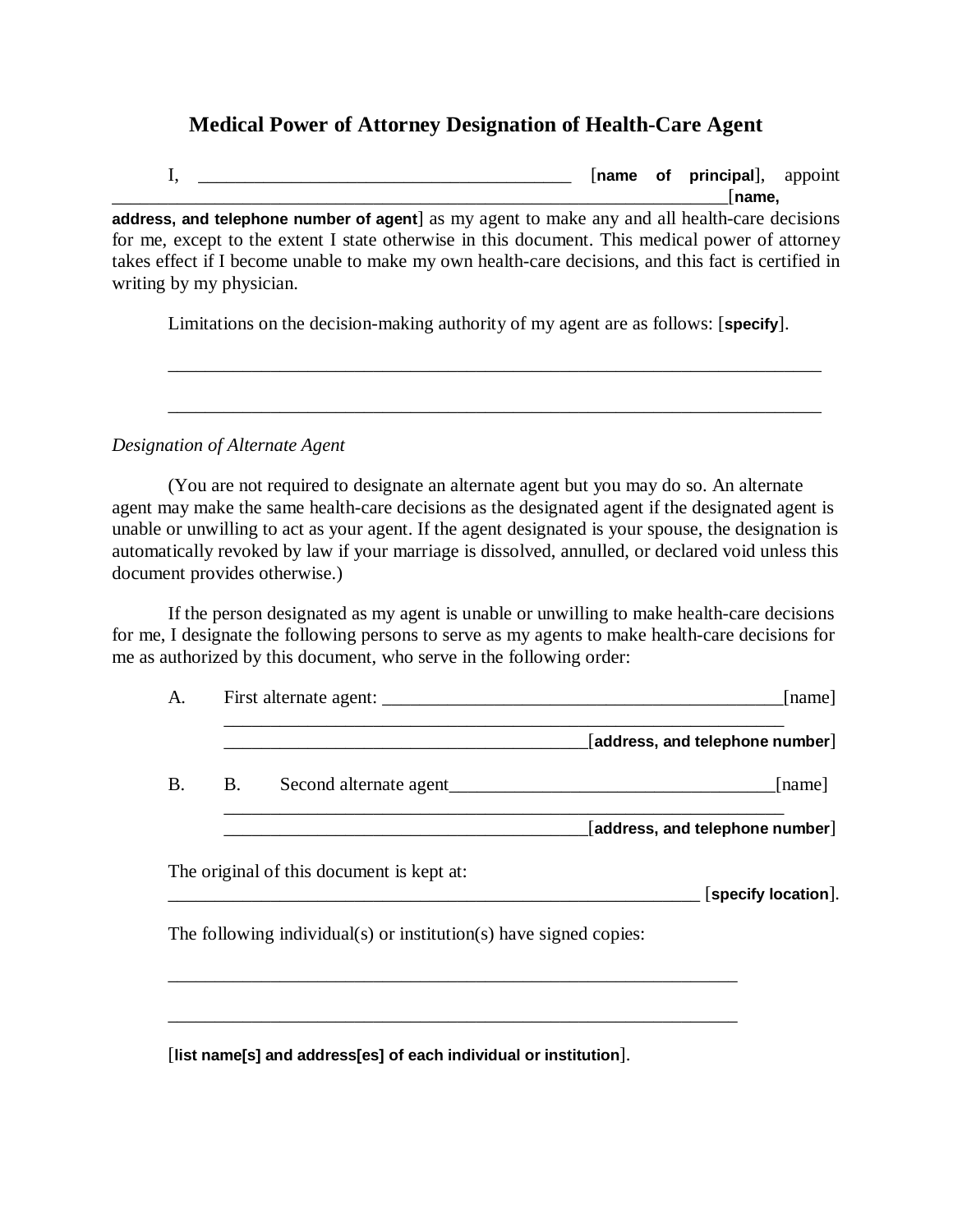# Medical Power of Attorney Designation of Health-Care Agent

I, ________________________________________ [**name of principal**], appoint ____________________________________________________________________[**name, address, and telephone number of agent**] as my agent to make any and all health-care decisions for me, except to the extent I state otherwise in this document. This medical power of attorney takes effect if I become unable to make my own health-care decisions, and this fact is certified in writing by my physician.

Limitations on the decision-making authority of my agent are as follows: [**specify**].

________________________________________________________________________

________________________________________________________________________

*Designation of Alternate Agent*

(You are not required to designate an alternate agent but you may do so. An alternate agent may make the same health-care decisions as the designated agent if the designated agent is unable or unwilling to act as your agent. If the agent designated is your spouse, the designation is automatically revoked by law if your marriage is dissolved, annulled, or declared void unless this document provides otherwise.)

If the person designated as my agent is unable or unwilling to make health-care decisions for me, I designate the following persons to serve as my agents to make health-care decisions for me as authorized by this document, who serve in the following order:

A. First alternate agent: ____________________________________________[name]
______________________________________________________________
_______________________________________[**address, and telephone number**]

B. B. Second alternate agent__________________________________[name]
______________________________________________________________
_______________________________________[**address, and telephone number**]

The original of this document is kept at:
__________________________________________________________ [**specify location**].

The following individual(s) or institution(s) have signed copies:

_______________________________________________________________

_______________________________________________________________

[**list name[s] and address[es] of each individual or institution**].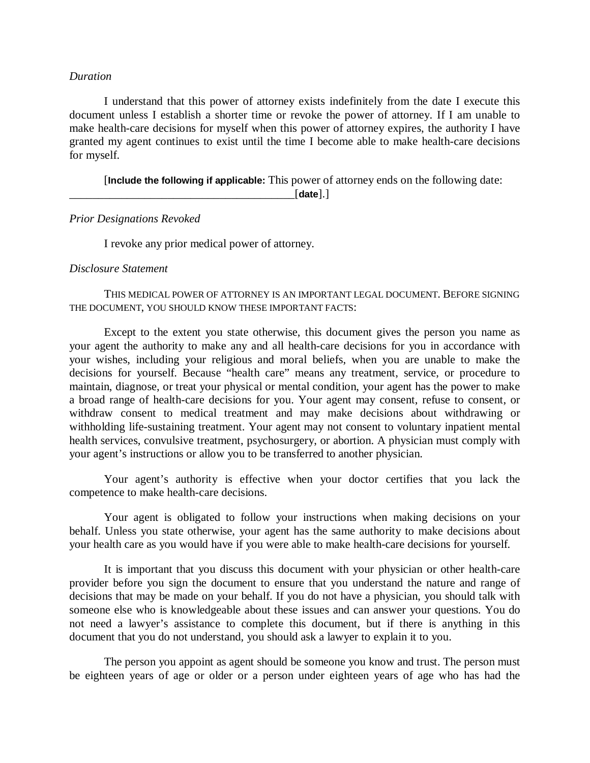*Duration*

I understand that this power of attorney exists indefinitely from the date I execute this document unless I establish a shorter time or revoke the power of attorney. If I am unable to make health-care decisions for myself when this power of attorney expires, the authority I have granted my agent continues to exist until the time I become able to make health-care decisions for myself.

[**Include the following if applicable:** This power of attorney ends on the following date: ________________________________________[**date**].]

*Prior Designations Revoked*

I revoke any prior medical power of attorney.

*Disclosure Statement*

THIS MEDICAL POWER OF ATTORNEY IS AN IMPORTANT LEGAL DOCUMENT. BEFORE SIGNING THE DOCUMENT, YOU SHOULD KNOW THESE IMPORTANT FACTS:

Except to the extent you state otherwise, this document gives the person you name as your agent the authority to make any and all health-care decisions for you in accordance with your wishes, including your religious and moral beliefs, when you are unable to make the decisions for yourself. Because "health care" means any treatment, service, or procedure to maintain, diagnose, or treat your physical or mental condition, your agent has the power to make a broad range of health-care decisions for you. Your agent may consent, refuse to consent, or withdraw consent to medical treatment and may make decisions about withdrawing or withholding life-sustaining treatment. Your agent may not consent to voluntary inpatient mental health services, convulsive treatment, psychosurgery, or abortion. A physician must comply with your agent's instructions or allow you to be transferred to another physician.

Your agent's authority is effective when your doctor certifies that you lack the competence to make health-care decisions.

Your agent is obligated to follow your instructions when making decisions on your behalf. Unless you state otherwise, your agent has the same authority to make decisions about your health care as you would have if you were able to make health-care decisions for yourself.

It is important that you discuss this document with your physician or other health-care provider before you sign the document to ensure that you understand the nature and range of decisions that may be made on your behalf. If you do not have a physician, you should talk with someone else who is knowledgeable about these issues and can answer your questions. You do not need a lawyer's assistance to complete this document, but if there is anything in this document that you do not understand, you should ask a lawyer to explain it to you.

The person you appoint as agent should be someone you know and trust. The person must be eighteen years of age or older or a person under eighteen years of age who has had the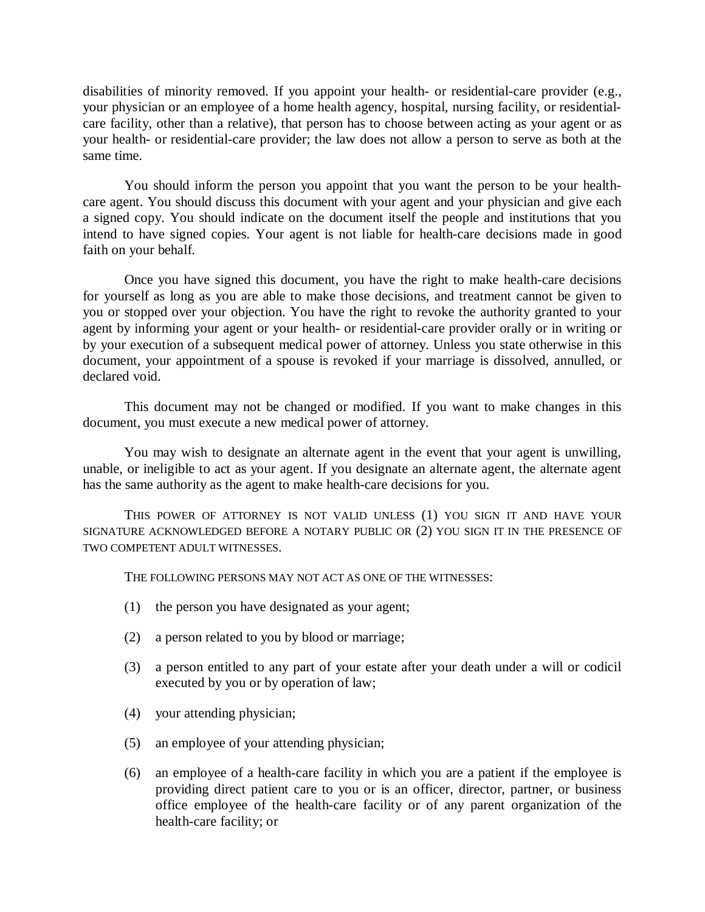disabilities of minority removed. If you appoint your health- or residential-care provider (e.g., your physician or an employee of a home health agency, hospital, nursing facility, or residential-care facility, other than a relative), that person has to choose between acting as your agent or as your health- or residential-care provider; the law does not allow a person to serve as both at the same time.

You should inform the person you appoint that you want the person to be your health-care agent. You should discuss this document with your agent and your physician and give each a signed copy. You should indicate on the document itself the people and institutions that you intend to have signed copies. Your agent is not liable for health-care decisions made in good faith on your behalf.

Once you have signed this document, you have the right to make health-care decisions for yourself as long as you are able to make those decisions, and treatment cannot be given to you or stopped over your objection. You have the right to revoke the authority granted to your agent by informing your agent or your health- or residential-care provider orally or in writing or by your execution of a subsequent medical power of attorney. Unless you state otherwise in this document, your appointment of a spouse is revoked if your marriage is dissolved, annulled, or declared void.

This document may not be changed or modified. If you want to make changes in this document, you must execute a new medical power of attorney.

You may wish to designate an alternate agent in the event that your agent is unwilling, unable, or ineligible to act as your agent. If you designate an alternate agent, the alternate agent has the same authority as the agent to make health-care decisions for you.

THIS POWER OF ATTORNEY IS NOT VALID UNLESS (1) YOU SIGN IT AND HAVE YOUR SIGNATURE ACKNOWLEDGED BEFORE A NOTARY PUBLIC OR (2) YOU SIGN IT IN THE PRESENCE OF TWO COMPETENT ADULT WITNESSES.

THE FOLLOWING PERSONS MAY NOT ACT AS ONE OF THE WITNESSES:

(1) the person you have designated as your agent;

(2) a person related to you by blood or marriage;

(3) a person entitled to any part of your estate after your death under a will or codicil executed by you or by operation of law;

(4) your attending physician;

(5) an employee of your attending physician;

(6) an employee of a health-care facility in which you are a patient if the employee is providing direct patient care to you or is an officer, director, partner, or business office employee of the health-care facility or of any parent organization of the health-care facility; or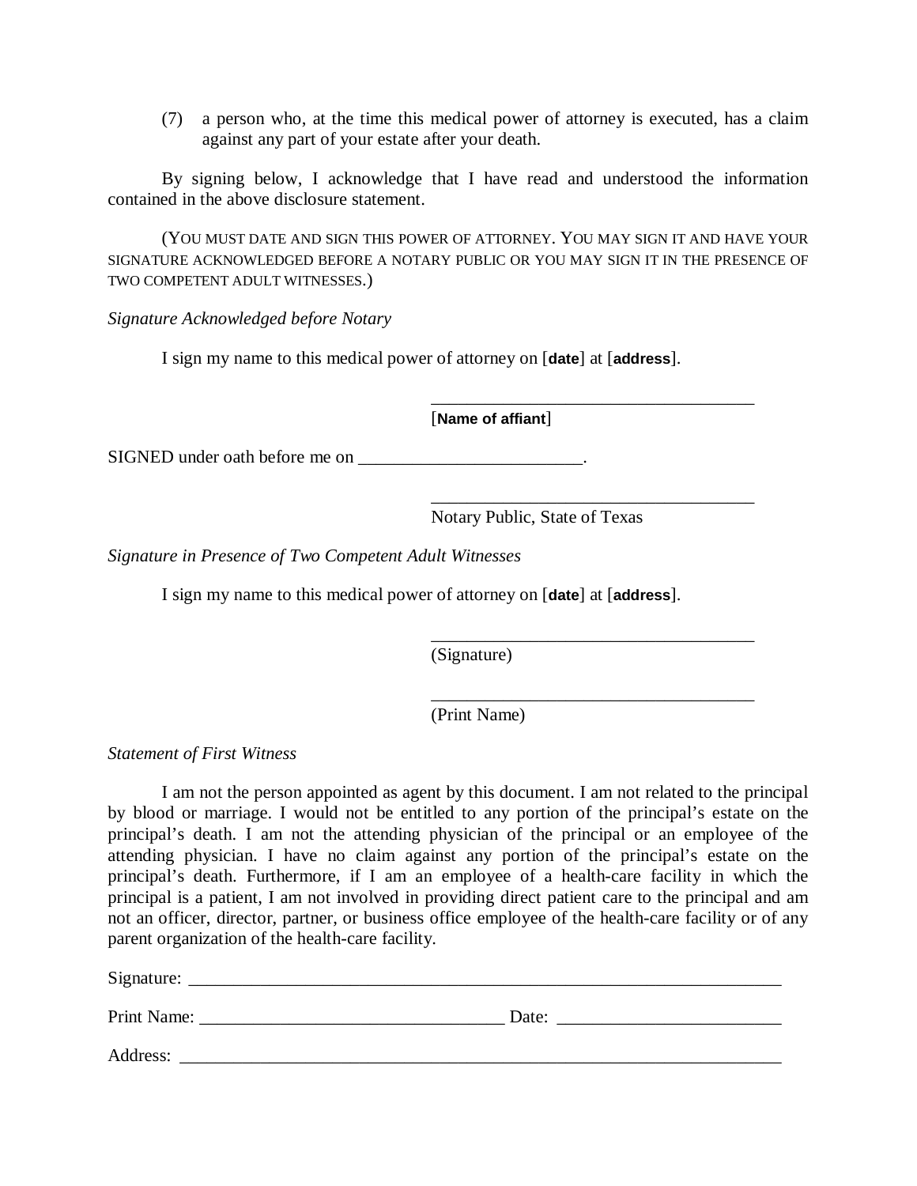(7) a person who, at the time this medical power of attorney is executed, has a claim against any part of your estate after your death.

By signing below, I acknowledge that I have read and understood the information contained in the above disclosure statement.

(YOU MUST DATE AND SIGN THIS POWER OF ATTORNEY. YOU MAY SIGN IT AND HAVE YOUR SIGNATURE ACKNOWLEDGED BEFORE A NOTARY PUBLIC OR YOU MAY SIGN IT IN THE PRESENCE OF TWO COMPETENT ADULT WITNESSES.)

*Signature Acknowledged before Notary*

I sign my name to this medical power of attorney on [**date**] at [**address**].

_____________________________________
[**Name of affiant**]

SIGNED under oath before me on _________________________.

_____________________________________
Notary Public, State of Texas

*Signature in Presence of Two Competent Adult Witnesses*

I sign my name to this medical power of attorney on [**date**] at [**address**].

_____________________________________
(Signature)

_____________________________________
(Print Name)

*Statement of First Witness*

I am not the person appointed as agent by this document. I am not related to the principal by blood or marriage. I would not be entitled to any portion of the principal's estate on the principal's death. I am not the attending physician of the principal or an employee of the attending physician. I have no claim against any portion of the principal's estate on the principal's death. Furthermore, if I am an employee of a health-care facility in which the principal is a patient, I am not involved in providing direct patient care to the principal and am not an officer, director, partner, or business office employee of the health-care facility or of any parent organization of the health-care facility.

Signature: ______________________________________________________________________

Print Name: _________________________________ Date: _________________________

Address: ________________________________________________________________________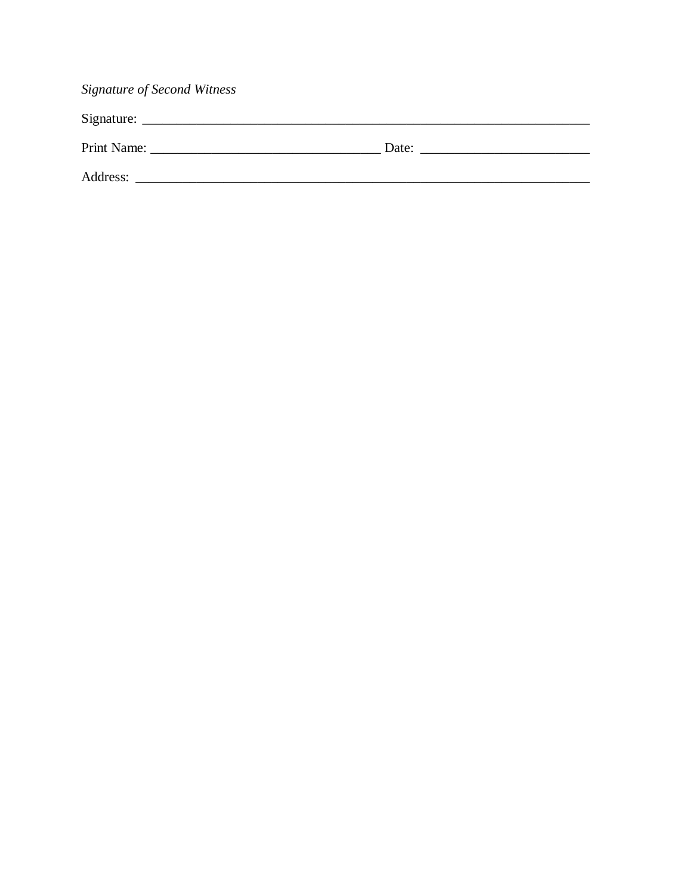*Signature of Second Witness*

Signature: ______________________________________________________________________

Print Name: ___________________________________ Date: __________________________

Address: _______________________________________________________________________